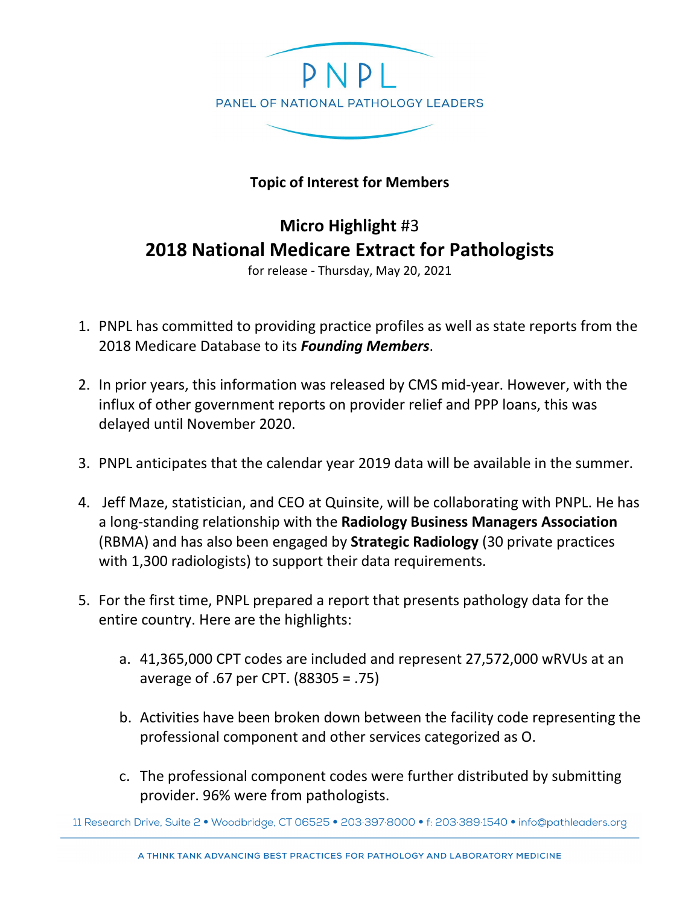# PNPL

PANEL OF NATIONAL PATHOLOGY LEADERS

**Topic of Interest for Members**

## **Micro Highlight** #3
## 2018 National Medicare Extract for Pathologists

for release - Thursday, May 20, 2021

1. PNPL has committed to providing practice profiles as well as state reports from the 2018 Medicare Database to its ***Founding Members***.

2. In prior years, this information was released by CMS mid-year. However, with the influx of other government reports on provider relief and PPP loans, this was delayed until November 2020.

3. PNPL anticipates that the calendar year 2019 data will be available in the summer.

4. Jeff Maze, statistician, and CEO at Quinsite, will be collaborating with PNPL. He has a long-standing relationship with the **Radiology Business Managers Association** (RBMA) and has also been engaged by **Strategic Radiology** (30 private practices with 1,300 radiologists) to support their data requirements.

5. For the first time, PNPL prepared a report that presents pathology data for the entire country. Here are the highlights:

    a. 41,365,000 CPT codes are included and represent 27,572,000 wRVUs at an average of .67 per CPT. (88305 = .75)

    b. Activities have been broken down between the facility code representing the professional component and other services categorized as O.

    c. The professional component codes were further distributed by submitting provider. 96% were from pathologists.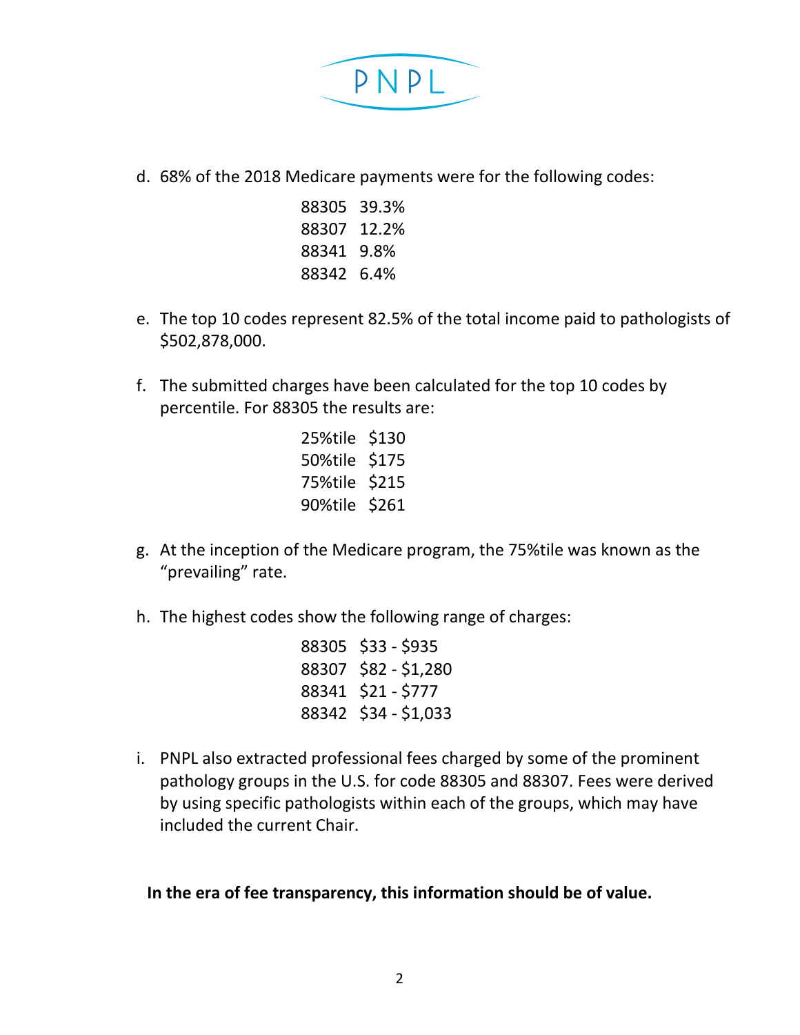d. 68% of the 2018 Medicare payments were for the following codes:

| | |
|---|---|
| 88305 | 39.3% |
| 88307 | 12.2% |
| 88341 | 9.8% |
| 88342 | 6.4% |

e. The top 10 codes represent 82.5% of the total income paid to pathologists of $502,878,000.

f. The submitted charges have been calculated for the top 10 codes by percentile. For 88305 the results are:

| | |
|---|---|
| 25%tile | $130 |
| 50%tile | $175 |
| 75%tile | $215 |
| 90%tile | $261 |

g. At the inception of the Medicare program, the 75%tile was known as the "prevailing" rate.

h. The highest codes show the following range of charges:

| | |
|---|---|
| 88305 | $33 - $935 |
| 88307 | $82 - $1,280 |
| 88341 | $21 - $777 |
| 88342 | $34 - $1,033 |

i. PNPL also extracted professional fees charged by some of the prominent pathology groups in the U.S. for code 88305 and 88307. Fees were derived by using specific pathologists within each of the groups, which may have included the current Chair.

**In the era of fee transparency, this information should be of value.**